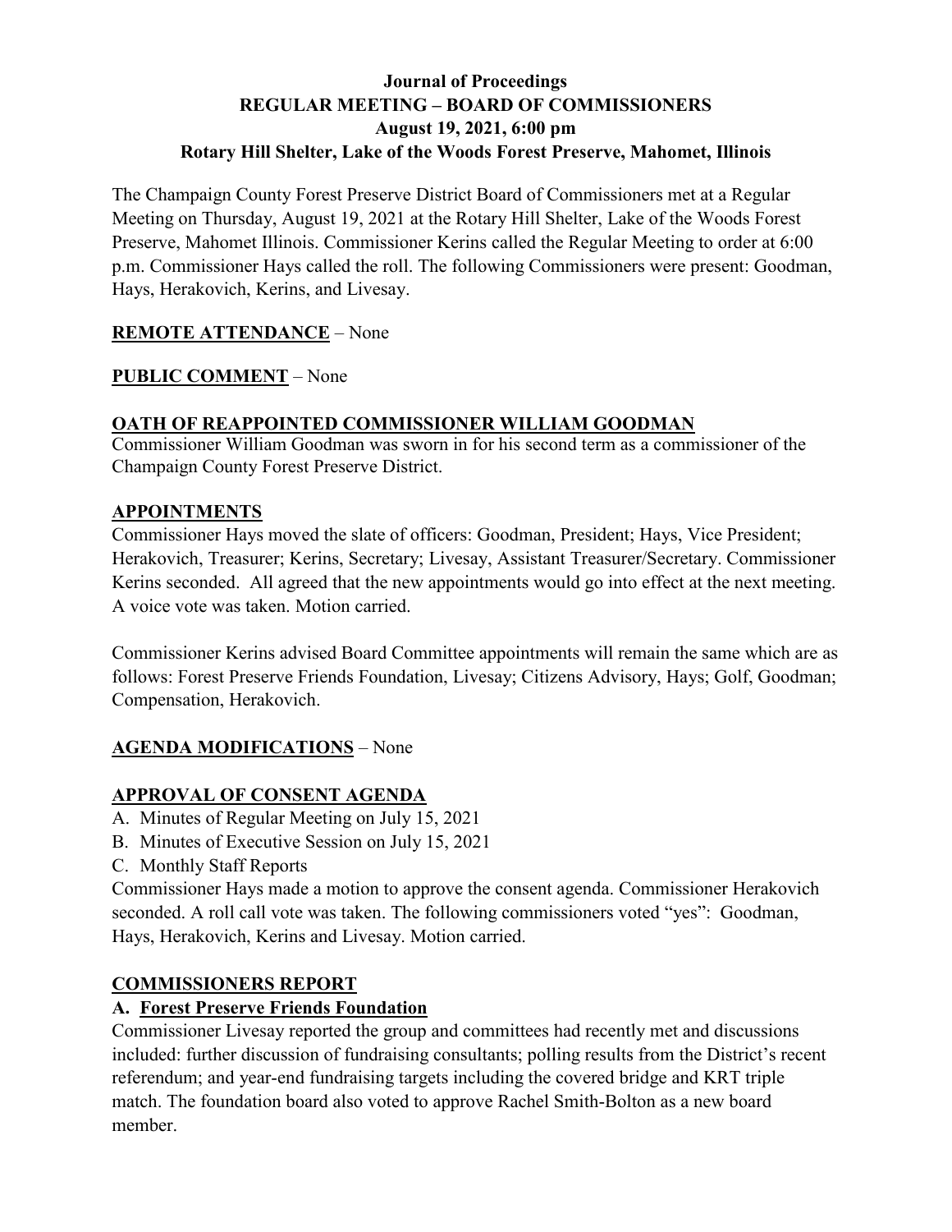# Journal of Proceedings
## REGULAR MEETING – BOARD OF COMMISSIONERS
## August 19, 2021, 6:00 pm
## Rotary Hill Shelter, Lake of the Woods Forest Preserve, Mahomet, Illinois

The Champaign County Forest Preserve District Board of Commissioners met at a Regular Meeting on Thursday, August 19, 2021 at the Rotary Hill Shelter, Lake of the Woods Forest Preserve, Mahomet Illinois. Commissioner Kerins called the Regular Meeting to order at 6:00 p.m. Commissioner Hays called the roll. The following Commissioners were present: Goodman, Hays, Herakovich, Kerins, and Livesay.

**REMOTE ATTENDANCE** – None

**PUBLIC COMMENT** – None

**OATH OF REAPPOINTED COMMISSIONER WILLIAM GOODMAN**

Commissioner William Goodman was sworn in for his second term as a commissioner of the Champaign County Forest Preserve District.

**APPOINTMENTS**

Commissioner Hays moved the slate of officers: Goodman, President; Hays, Vice President; Herakovich, Treasurer; Kerins, Secretary; Livesay, Assistant Treasurer/Secretary. Commissioner Kerins seconded. All agreed that the new appointments would go into effect at the next meeting. A voice vote was taken. Motion carried.

Commissioner Kerins advised Board Committee appointments will remain the same which are as follows: Forest Preserve Friends Foundation, Livesay; Citizens Advisory, Hays; Golf, Goodman; Compensation, Herakovich.

**AGENDA MODIFICATIONS** – None

**APPROVAL OF CONSENT AGENDA**

A. Minutes of Regular Meeting on July 15, 2021
B. Minutes of Executive Session on July 15, 2021
C. Monthly Staff Reports

Commissioner Hays made a motion to approve the consent agenda. Commissioner Herakovich seconded. A roll call vote was taken. The following commissioners voted "yes": Goodman, Hays, Herakovich, Kerins and Livesay. Motion carried.

**COMMISSIONERS REPORT**

**A. Forest Preserve Friends Foundation**

Commissioner Livesay reported the group and committees had recently met and discussions included: further discussion of fundraising consultants; polling results from the District's recent referendum; and year-end fundraising targets including the covered bridge and KRT triple match. The foundation board also voted to approve Rachel Smith-Bolton as a new board member.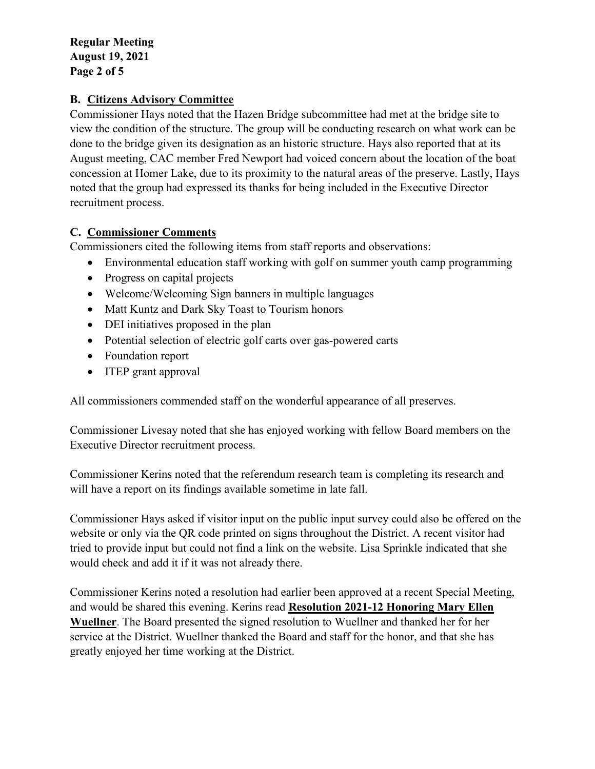## B. Citizens Advisory Committee

Commissioner Hays noted that the Hazen Bridge subcommittee had met at the bridge site to view the condition of the structure. The group will be conducting research on what work can be done to the bridge given its designation as an historic structure. Hays also reported that at its August meeting, CAC member Fred Newport had voiced concern about the location of the boat concession at Homer Lake, due to its proximity to the natural areas of the preserve. Lastly, Hays noted that the group had expressed its thanks for being included in the Executive Director recruitment process.

## C. Commissioner Comments

Commissioners cited the following items from staff reports and observations:

- Environmental education staff working with golf on summer youth camp programming
- Progress on capital projects
- Welcome/Welcoming Sign banners in multiple languages
- Matt Kuntz and Dark Sky Toast to Tourism honors
- DEI initiatives proposed in the plan
- Potential selection of electric golf carts over gas-powered carts
- Foundation report
- ITEP grant approval

All commissioners commended staff on the wonderful appearance of all preserves.

Commissioner Livesay noted that she has enjoyed working with fellow Board members on the Executive Director recruitment process.

Commissioner Kerins noted that the referendum research team is completing its research and will have a report on its findings available sometime in late fall.

Commissioner Hays asked if visitor input on the public input survey could also be offered on the website or only via the QR code printed on signs throughout the District. A recent visitor had tried to provide input but could not find a link on the website. Lisa Sprinkle indicated that she would check and add it if it was not already there.

Commissioner Kerins noted a resolution had earlier been approved at a recent Special Meeting, and would be shared this evening. Kerins read **Resolution 2021-12 Honoring Mary Ellen Wuellner**. The Board presented the signed resolution to Wuellner and thanked her for her service at the District. Wuellner thanked the Board and staff for the honor, and that she has greatly enjoyed her time working at the District.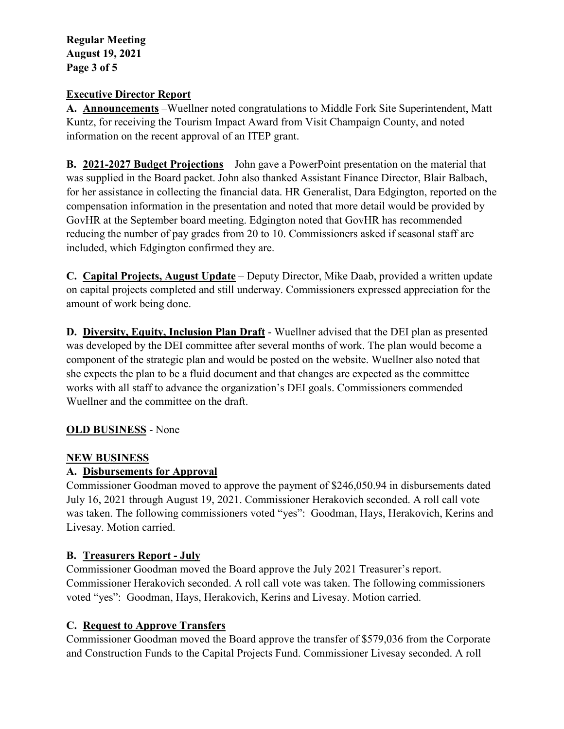## Executive Director Report

**A. Announcements** –Wuellner noted congratulations to Middle Fork Site Superintendent, Matt Kuntz, for receiving the Tourism Impact Award from Visit Champaign County, and noted information on the recent approval of an ITEP grant.

**B. 2021-2027 Budget Projections** – John gave a PowerPoint presentation on the material that was supplied in the Board packet. John also thanked Assistant Finance Director, Blair Balbach, for her assistance in collecting the financial data. HR Generalist, Dara Edgington, reported on the compensation information in the presentation and noted that more detail would be provided by GovHR at the September board meeting. Edgington noted that GovHR has recommended reducing the number of pay grades from 20 to 10. Commissioners asked if seasonal staff are included, which Edgington confirmed they are.

**C. Capital Projects, August Update** – Deputy Director, Mike Daab, provided a written update on capital projects completed and still underway. Commissioners expressed appreciation for the amount of work being done.

**D. Diversity, Equity, Inclusion Plan Draft** - Wuellner advised that the DEI plan as presented was developed by the DEI committee after several months of work. The plan would become a component of the strategic plan and would be posted on the website. Wuellner also noted that she expects the plan to be a fluid document and that changes are expected as the committee works with all staff to advance the organization's DEI goals. Commissioners commended Wuellner and the committee on the draft.

## OLD BUSINESS - None

## NEW BUSINESS

### A. Disbursements for Approval

Commissioner Goodman moved to approve the payment of $246,050.94 in disbursements dated July 16, 2021 through August 19, 2021. Commissioner Herakovich seconded. A roll call vote was taken. The following commissioners voted "yes": Goodman, Hays, Herakovich, Kerins and Livesay. Motion carried.

### B. Treasurers Report - July

Commissioner Goodman moved the Board approve the July 2021 Treasurer's report. Commissioner Herakovich seconded. A roll call vote was taken. The following commissioners voted "yes": Goodman, Hays, Herakovich, Kerins and Livesay. Motion carried.

### C. Request to Approve Transfers

Commissioner Goodman moved the Board approve the transfer of $579,036 from the Corporate and Construction Funds to the Capital Projects Fund. Commissioner Livesay seconded. A roll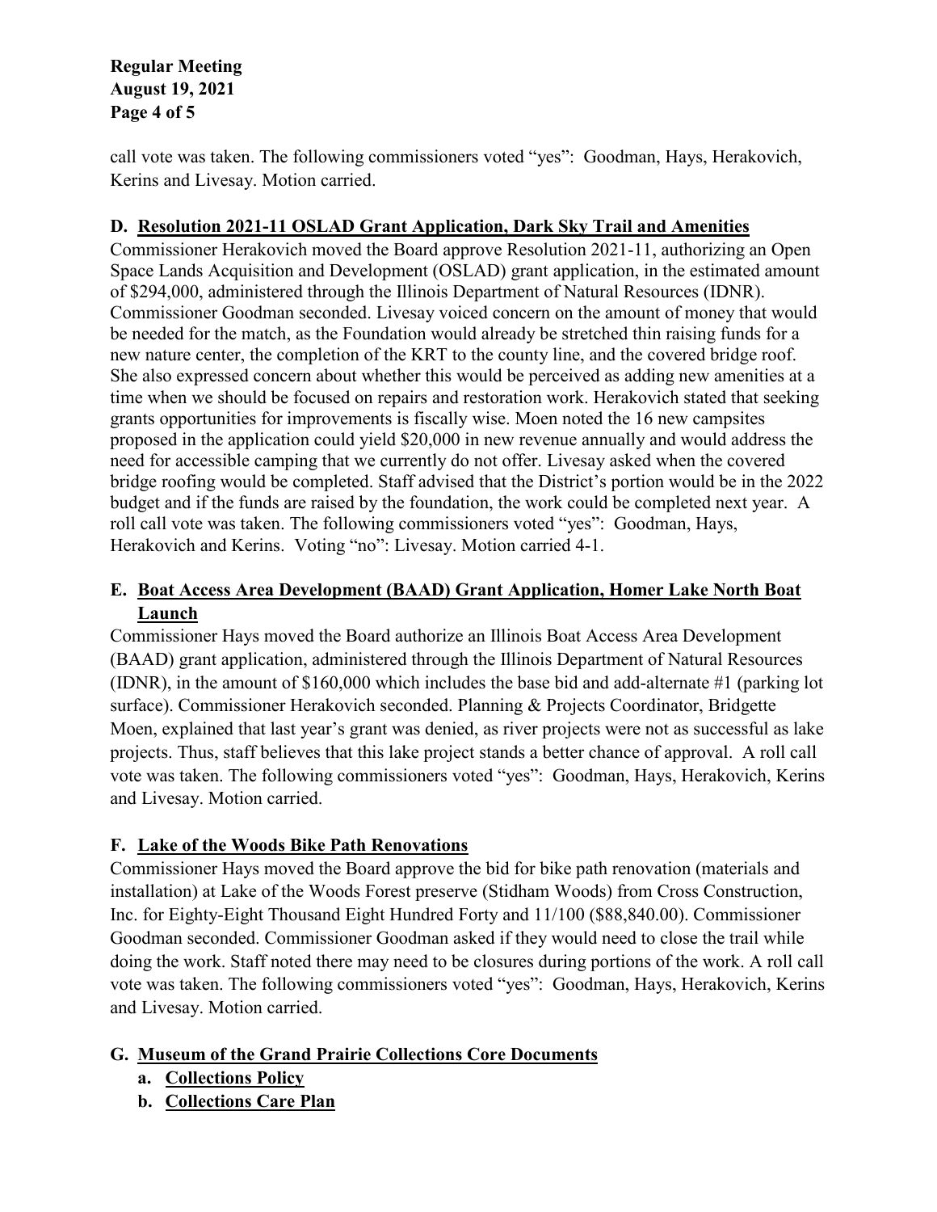call vote was taken. The following commissioners voted "yes": Goodman, Hays, Herakovich, Kerins and Livesay. Motion carried.

**D. Resolution 2021-11 OSLAD Grant Application, Dark Sky Trail and Amenities**

Commissioner Herakovich moved the Board approve Resolution 2021-11, authorizing an Open Space Lands Acquisition and Development (OSLAD) grant application, in the estimated amount of $294,000, administered through the Illinois Department of Natural Resources (IDNR). Commissioner Goodman seconded. Livesay voiced concern on the amount of money that would be needed for the match, as the Foundation would already be stretched thin raising funds for a new nature center, the completion of the KRT to the county line, and the covered bridge roof. She also expressed concern about whether this would be perceived as adding new amenities at a time when we should be focused on repairs and restoration work. Herakovich stated that seeking grants opportunities for improvements is fiscally wise. Moen noted the 16 new campsites proposed in the application could yield $20,000 in new revenue annually and would address the need for accessible camping that we currently do not offer. Livesay asked when the covered bridge roofing would be completed. Staff advised that the District's portion would be in the 2022 budget and if the funds are raised by the foundation, the work could be completed next year. A roll call vote was taken. The following commissioners voted "yes": Goodman, Hays, Herakovich and Kerins. Voting "no": Livesay. Motion carried 4-1.

**E. Boat Access Area Development (BAAD) Grant Application, Homer Lake North Boat Launch**

Commissioner Hays moved the Board authorize an Illinois Boat Access Area Development (BAAD) grant application, administered through the Illinois Department of Natural Resources (IDNR), in the amount of $160,000 which includes the base bid and add-alternate #1 (parking lot surface). Commissioner Herakovich seconded. Planning & Projects Coordinator, Bridgette Moen, explained that last year's grant was denied, as river projects were not as successful as lake projects. Thus, staff believes that this lake project stands a better chance of approval. A roll call vote was taken. The following commissioners voted "yes": Goodman, Hays, Herakovich, Kerins and Livesay. Motion carried.

**F. Lake of the Woods Bike Path Renovations**

Commissioner Hays moved the Board approve the bid for bike path renovation (materials and installation) at Lake of the Woods Forest preserve (Stidham Woods) from Cross Construction, Inc. for Eighty-Eight Thousand Eight Hundred Forty and 11/100 ($88,840.00). Commissioner Goodman seconded. Commissioner Goodman asked if they would need to close the trail while doing the work. Staff noted there may need to be closures during portions of the work. A roll call vote was taken. The following commissioners voted "yes": Goodman, Hays, Herakovich, Kerins and Livesay. Motion carried.

**G. Museum of the Grand Prairie Collections Core Documents**

- **a. Collections Policy**
- **b. Collections Care Plan**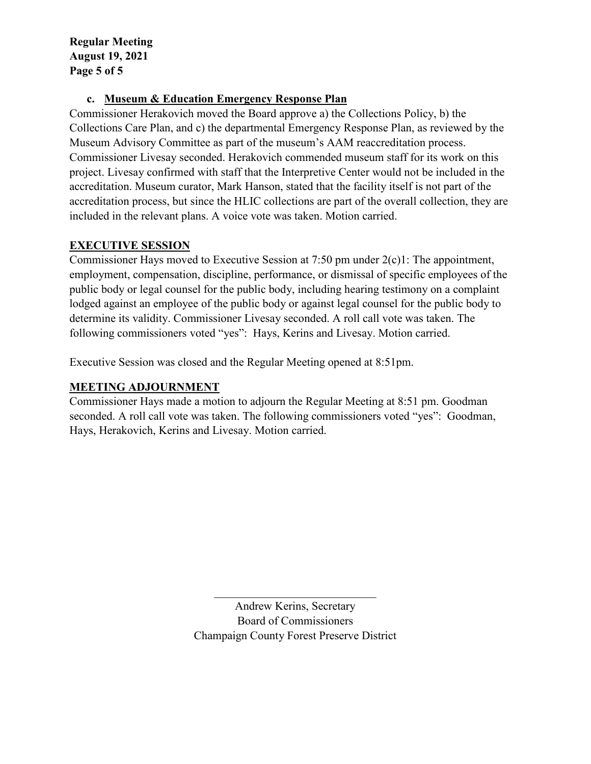**c. Museum & Education Emergency Response Plan**

Commissioner Herakovich moved the Board approve a) the Collections Policy, b) the Collections Care Plan, and c) the departmental Emergency Response Plan, as reviewed by the Museum Advisory Committee as part of the museum's AAM reaccreditation process. Commissioner Livesay seconded. Herakovich commended museum staff for its work on this project. Livesay confirmed with staff that the Interpretive Center would not be included in the accreditation. Museum curator, Mark Hanson, stated that the facility itself is not part of the accreditation process, but since the HLIC collections are part of the overall collection, they are included in the relevant plans. A voice vote was taken. Motion carried.

## EXECUTIVE SESSION

Commissioner Hays moved to Executive Session at 7:50 pm under 2(c)1: The appointment, employment, compensation, discipline, performance, or dismissal of specific employees of the public body or legal counsel for the public body, including hearing testimony on a complaint lodged against an employee of the public body or against legal counsel for the public body to determine its validity. Commissioner Livesay seconded. A roll call vote was taken. The following commissioners voted "yes": Hays, Kerins and Livesay. Motion carried.

Executive Session was closed and the Regular Meeting opened at 8:51pm.

## MEETING ADJOURNMENT

Commissioner Hays made a motion to adjourn the Regular Meeting at 8:51 pm. Goodman seconded. A roll call vote was taken. The following commissioners voted "yes": Goodman, Hays, Herakovich, Kerins and Livesay. Motion carried.

\_\_\_\_\_\_\_\_\_\_\_\_\_\_\_\_\_\_\_\_\_\_\_\_\_\_\_\_\_\_

Andrew Kerins, Secretary
Board of Commissioners
Champaign County Forest Preserve District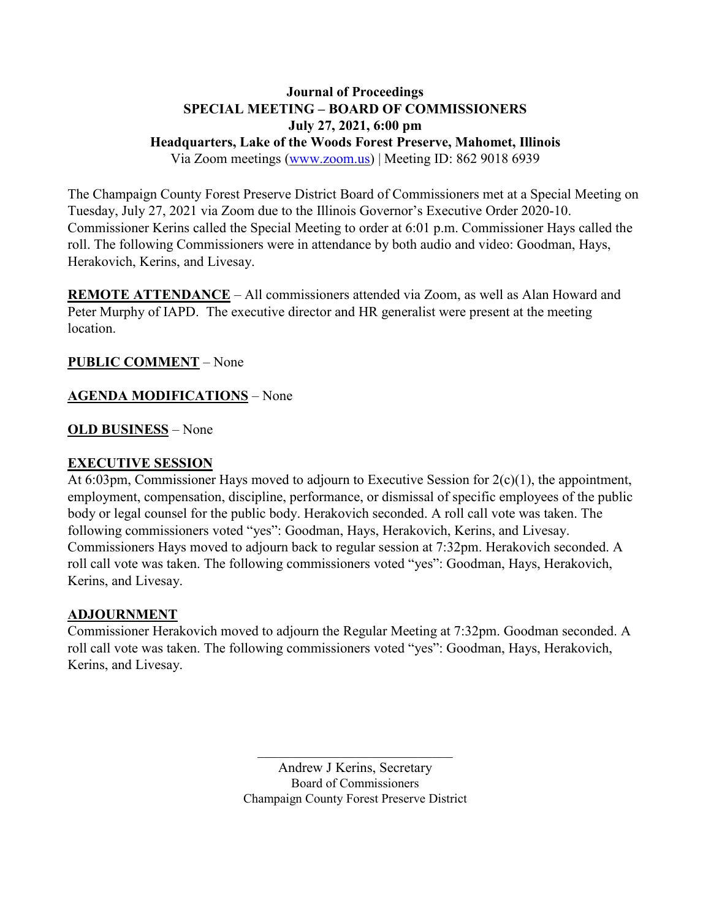**Journal of Proceedings**
**SPECIAL MEETING – BOARD OF COMMISSIONERS**
**July 27, 2021, 6:00 pm**
**Headquarters, Lake of the Woods Forest Preserve, Mahomet, Illinois**
Via Zoom meetings (www.zoom.us) | Meeting ID: 862 9018 6939

The Champaign County Forest Preserve District Board of Commissioners met at a Special Meeting on Tuesday, July 27, 2021 via Zoom due to the Illinois Governor's Executive Order 2020-10. Commissioner Kerins called the Special Meeting to order at 6:01 p.m. Commissioner Hays called the roll. The following Commissioners were in attendance by both audio and video: Goodman, Hays, Herakovich, Kerins, and Livesay.

**REMOTE ATTENDANCE** – All commissioners attended via Zoom, as well as Alan Howard and Peter Murphy of IAPD. The executive director and HR generalist were present at the meeting location.

**PUBLIC COMMENT** – None

**AGENDA MODIFICATIONS** – None

**OLD BUSINESS** – None

**EXECUTIVE SESSION**

At 6:03pm, Commissioner Hays moved to adjourn to Executive Session for 2(c)(1), the appointment, employment, compensation, discipline, performance, or dismissal of specific employees of the public body or legal counsel for the public body. Herakovich seconded. A roll call vote was taken. The following commissioners voted "yes": Goodman, Hays, Herakovich, Kerins, and Livesay. Commissioners Hays moved to adjourn back to regular session at 7:32pm. Herakovich seconded. A roll call vote was taken. The following commissioners voted "yes": Goodman, Hays, Herakovich, Kerins, and Livesay.

**ADJOURNMENT**

Commissioner Herakovich moved to adjourn the Regular Meeting at 7:32pm. Goodman seconded. A roll call vote was taken. The following commissioners voted "yes": Goodman, Hays, Herakovich, Kerins, and Livesay.

Andrew J Kerins, Secretary
Board of Commissioners
Champaign County Forest Preserve District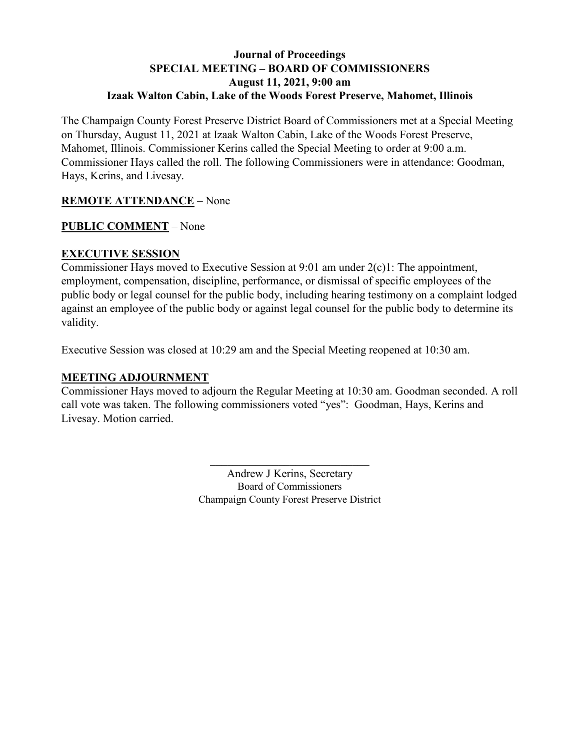**Journal of Proceedings**
**SPECIAL MEETING – BOARD OF COMMISSIONERS**
**August 11, 2021, 9:00 am**
**Izaak Walton Cabin, Lake of the Woods Forest Preserve, Mahomet, Illinois**

The Champaign County Forest Preserve District Board of Commissioners met at a Special Meeting on Thursday, August 11, 2021 at Izaak Walton Cabin, Lake of the Woods Forest Preserve, Mahomet, Illinois. Commissioner Kerins called the Special Meeting to order at 9:00 a.m. Commissioner Hays called the roll. The following Commissioners were in attendance: Goodman, Hays, Kerins, and Livesay.

**REMOTE ATTENDANCE** – None

**PUBLIC COMMENT** – None

**EXECUTIVE SESSION**

Commissioner Hays moved to Executive Session at 9:01 am under 2(c)1: The appointment, employment, compensation, discipline, performance, or dismissal of specific employees of the public body or legal counsel for the public body, including hearing testimony on a complaint lodged against an employee of the public body or against legal counsel for the public body to determine its validity.

Executive Session was closed at 10:29 am and the Special Meeting reopened at 10:30 am.

**MEETING ADJOURNMENT**

Commissioner Hays moved to adjourn the Regular Meeting at 10:30 am. Goodman seconded. A roll call vote was taken. The following commissioners voted "yes": Goodman, Hays, Kerins and Livesay. Motion carried.

\_\_\_\_\_\_\_\_\_\_\_\_\_\_\_\_\_\_\_\_\_\_\_\_\_\_\_\_

Andrew J Kerins, Secretary
Board of Commissioners
Champaign County Forest Preserve District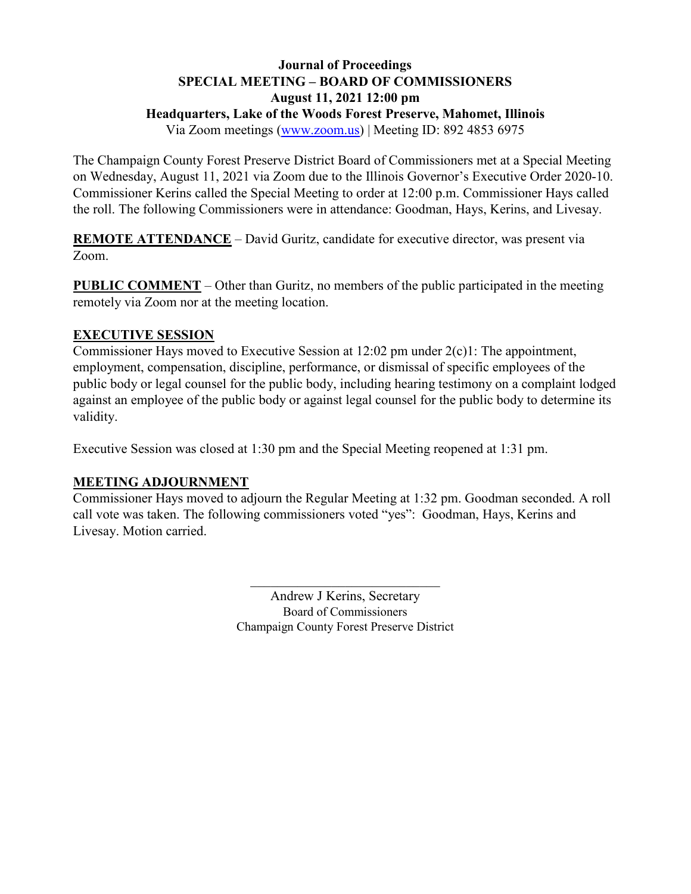**Journal of Proceedings**
**SPECIAL MEETING – BOARD OF COMMISSIONERS**
**August 11, 2021 12:00 pm**
**Headquarters, Lake of the Woods Forest Preserve, Mahomet, Illinois**
Via Zoom meetings (www.zoom.us) | Meeting ID: 892 4853 6975

The Champaign County Forest Preserve District Board of Commissioners met at a Special Meeting on Wednesday, August 11, 2021 via Zoom due to the Illinois Governor's Executive Order 2020-10. Commissioner Kerins called the Special Meeting to order at 12:00 p.m. Commissioner Hays called the roll. The following Commissioners were in attendance: Goodman, Hays, Kerins, and Livesay.

**REMOTE ATTENDANCE** – David Guritz, candidate for executive director, was present via Zoom.

**PUBLIC COMMENT** – Other than Guritz, no members of the public participated in the meeting remotely via Zoom nor at the meeting location.

**EXECUTIVE SESSION**

Commissioner Hays moved to Executive Session at 12:02 pm under 2(c)1: The appointment, employment, compensation, discipline, performance, or dismissal of specific employees of the public body or legal counsel for the public body, including hearing testimony on a complaint lodged against an employee of the public body or against legal counsel for the public body to determine its validity.

Executive Session was closed at 1:30 pm and the Special Meeting reopened at 1:31 pm.

**MEETING ADJOURNMENT**

Commissioner Hays moved to adjourn the Regular Meeting at 1:32 pm. Goodman seconded. A roll call vote was taken. The following commissioners voted "yes": Goodman, Hays, Kerins and Livesay. Motion carried.

\_\_\_\_\_\_\_\_\_\_\_\_\_\_\_\_\_\_\_\_\_\_\_\_\_\_\_\_\_\_

Andrew J Kerins, Secretary
Board of Commissioners
Champaign County Forest Preserve District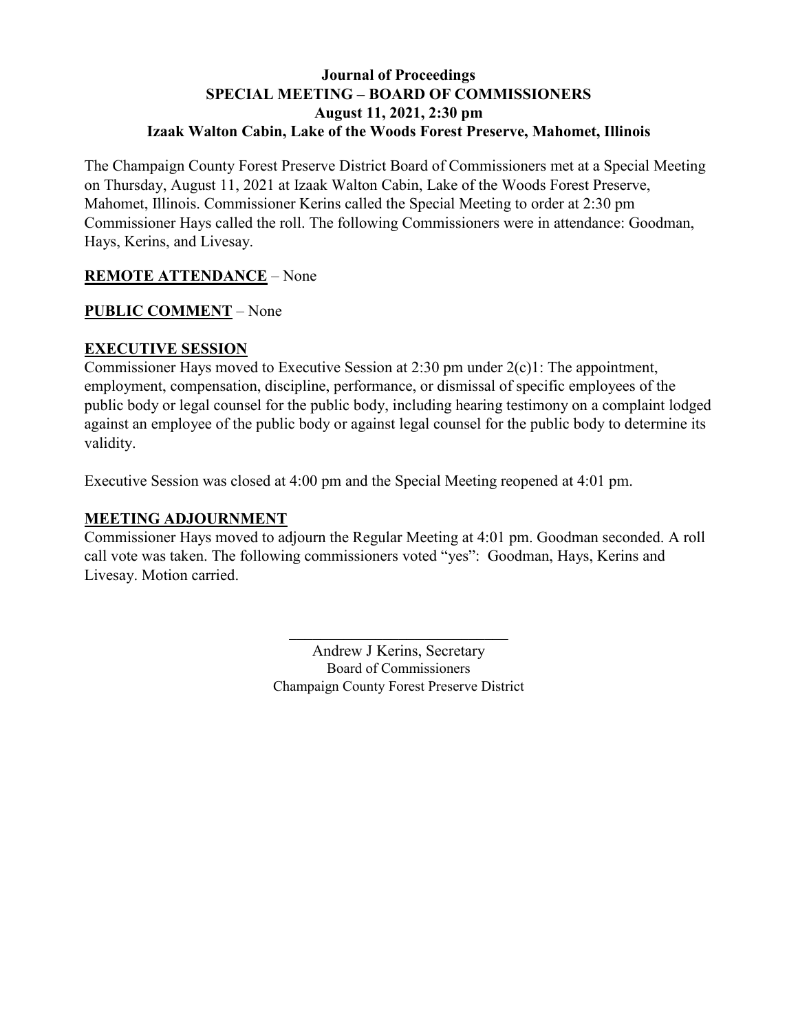# Journal of Proceedings
## SPECIAL MEETING – BOARD OF COMMISSIONERS
### August 11, 2021, 2:30 pm
### Izaak Walton Cabin, Lake of the Woods Forest Preserve, Mahomet, Illinois

The Champaign County Forest Preserve District Board of Commissioners met at a Special Meeting on Thursday, August 11, 2021 at Izaak Walton Cabin, Lake of the Woods Forest Preserve, Mahomet, Illinois. Commissioner Kerins called the Special Meeting to order at 2:30 pm Commissioner Hays called the roll. The following Commissioners were in attendance: Goodman, Hays, Kerins, and Livesay.

**REMOTE ATTENDANCE** – None

**PUBLIC COMMENT** – None

**EXECUTIVE SESSION**

Commissioner Hays moved to Executive Session at 2:30 pm under 2(c)1: The appointment, employment, compensation, discipline, performance, or dismissal of specific employees of the public body or legal counsel for the public body, including hearing testimony on a complaint lodged against an employee of the public body or against legal counsel for the public body to determine its validity.

Executive Session was closed at 4:00 pm and the Special Meeting reopened at 4:01 pm.

**MEETING ADJOURNMENT**

Commissioner Hays moved to adjourn the Regular Meeting at 4:01 pm. Goodman seconded. A roll call vote was taken. The following commissioners voted "yes": Goodman, Hays, Kerins and Livesay. Motion carried.

\_\_\_\_\_\_\_\_\_\_\_\_\_\_\_\_\_\_\_\_\_\_\_\_\_\_\_\_\_\_

Andrew J Kerins, Secretary
Board of Commissioners
Champaign County Forest Preserve District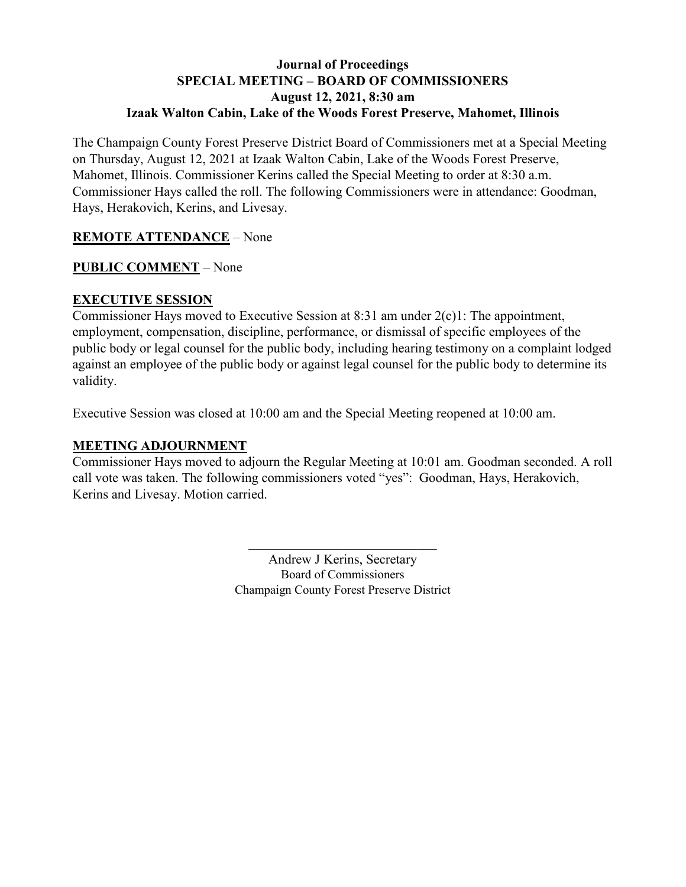**Journal of Proceedings**
**SPECIAL MEETING – BOARD OF COMMISSIONERS**
**August 12, 2021, 8:30 am**
**Izaak Walton Cabin, Lake of the Woods Forest Preserve, Mahomet, Illinois**

The Champaign County Forest Preserve District Board of Commissioners met at a Special Meeting on Thursday, August 12, 2021 at Izaak Walton Cabin, Lake of the Woods Forest Preserve, Mahomet, Illinois. Commissioner Kerins called the Special Meeting to order at 8:30 a.m. Commissioner Hays called the roll. The following Commissioners were in attendance: Goodman, Hays, Herakovich, Kerins, and Livesay.

**REMOTE ATTENDANCE** – None

**PUBLIC COMMENT** – None

**EXECUTIVE SESSION**

Commissioner Hays moved to Executive Session at 8:31 am under 2(c)1: The appointment, employment, compensation, discipline, performance, or dismissal of specific employees of the public body or legal counsel for the public body, including hearing testimony on a complaint lodged against an employee of the public body or against legal counsel for the public body to determine its validity.

Executive Session was closed at 10:00 am and the Special Meeting reopened at 10:00 am.

**MEETING ADJOURNMENT**

Commissioner Hays moved to adjourn the Regular Meeting at 10:01 am. Goodman seconded. A roll call vote was taken. The following commissioners voted "yes": Goodman, Hays, Herakovich, Kerins and Livesay. Motion carried.

\_\_\_\_\_\_\_\_\_\_\_\_\_\_\_\_\_\_\_\_\_\_\_\_\_\_\_\_\_

Andrew J Kerins, Secretary
Board of Commissioners
Champaign County Forest Preserve District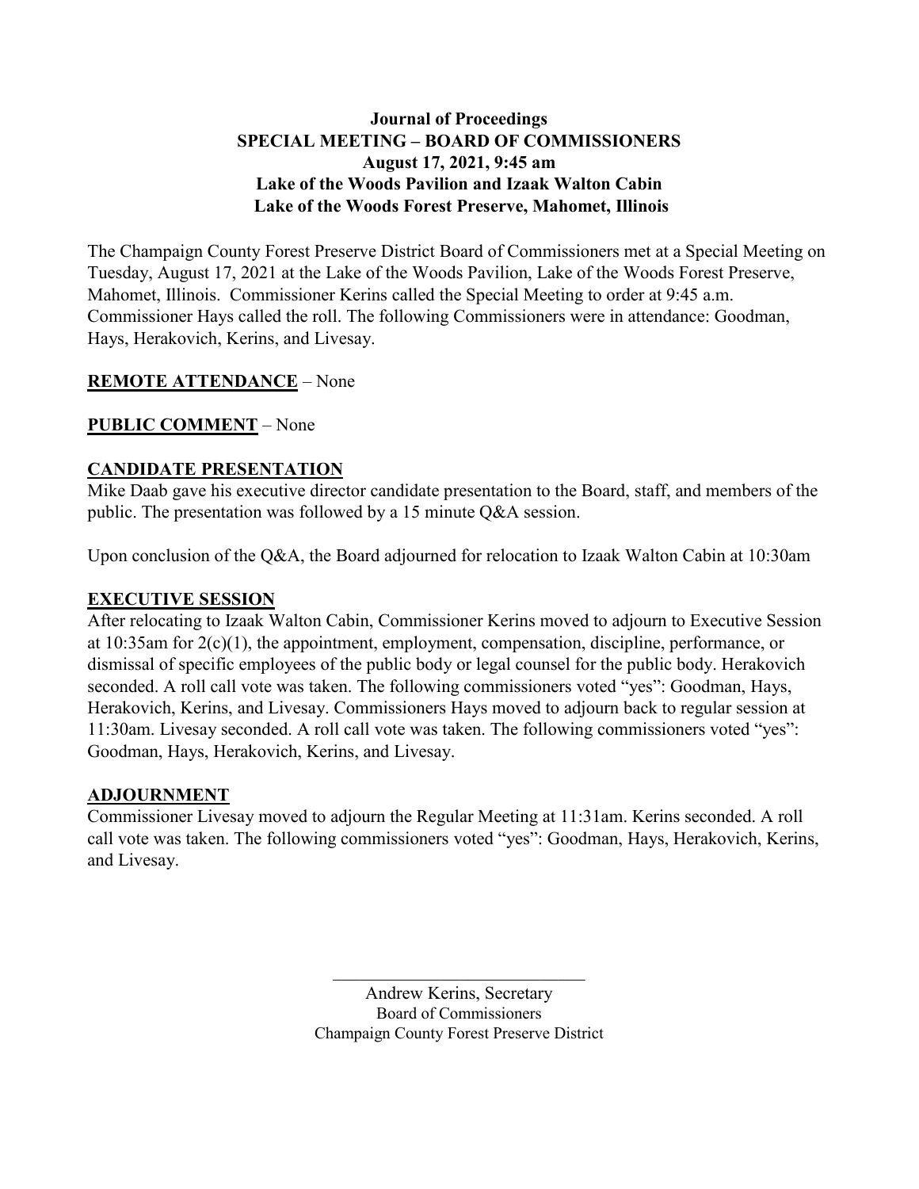**Journal of Proceedings**
**SPECIAL MEETING – BOARD OF COMMISSIONERS**
**August 17, 2021, 9:45 am**
**Lake of the Woods Pavilion and Izaak Walton Cabin**
**Lake of the Woods Forest Preserve, Mahomet, Illinois**

The Champaign County Forest Preserve District Board of Commissioners met at a Special Meeting on Tuesday, August 17, 2021 at the Lake of the Woods Pavilion, Lake of the Woods Forest Preserve, Mahomet, Illinois. Commissioner Kerins called the Special Meeting to order at 9:45 a.m. Commissioner Hays called the roll. The following Commissioners were in attendance: Goodman, Hays, Herakovich, Kerins, and Livesay.

**REMOTE ATTENDANCE** – None

**PUBLIC COMMENT** – None

**CANDIDATE PRESENTATION**

Mike Daab gave his executive director candidate presentation to the Board, staff, and members of the public. The presentation was followed by a 15 minute Q&A session.

Upon conclusion of the Q&A, the Board adjourned for relocation to Izaak Walton Cabin at 10:30am

**EXECUTIVE SESSION**

After relocating to Izaak Walton Cabin, Commissioner Kerins moved to adjourn to Executive Session at 10:35am for 2(c)(1), the appointment, employment, compensation, discipline, performance, or dismissal of specific employees of the public body or legal counsel for the public body. Herakovich seconded. A roll call vote was taken. The following commissioners voted "yes": Goodman, Hays, Herakovich, Kerins, and Livesay. Commissioners Hays moved to adjourn back to regular session at 11:30am. Livesay seconded. A roll call vote was taken. The following commissioners voted "yes": Goodman, Hays, Herakovich, Kerins, and Livesay.

**ADJOURNMENT**

Commissioner Livesay moved to adjourn the Regular Meeting at 11:31am. Kerins seconded. A roll call vote was taken. The following commissioners voted "yes": Goodman, Hays, Herakovich, Kerins, and Livesay.

\_\_\_\_\_\_\_\_\_\_\_\_\_\_\_\_\_\_\_\_\_\_\_\_\_\_\_\_\_\_

Andrew Kerins, Secretary
Board of Commissioners
Champaign County Forest Preserve District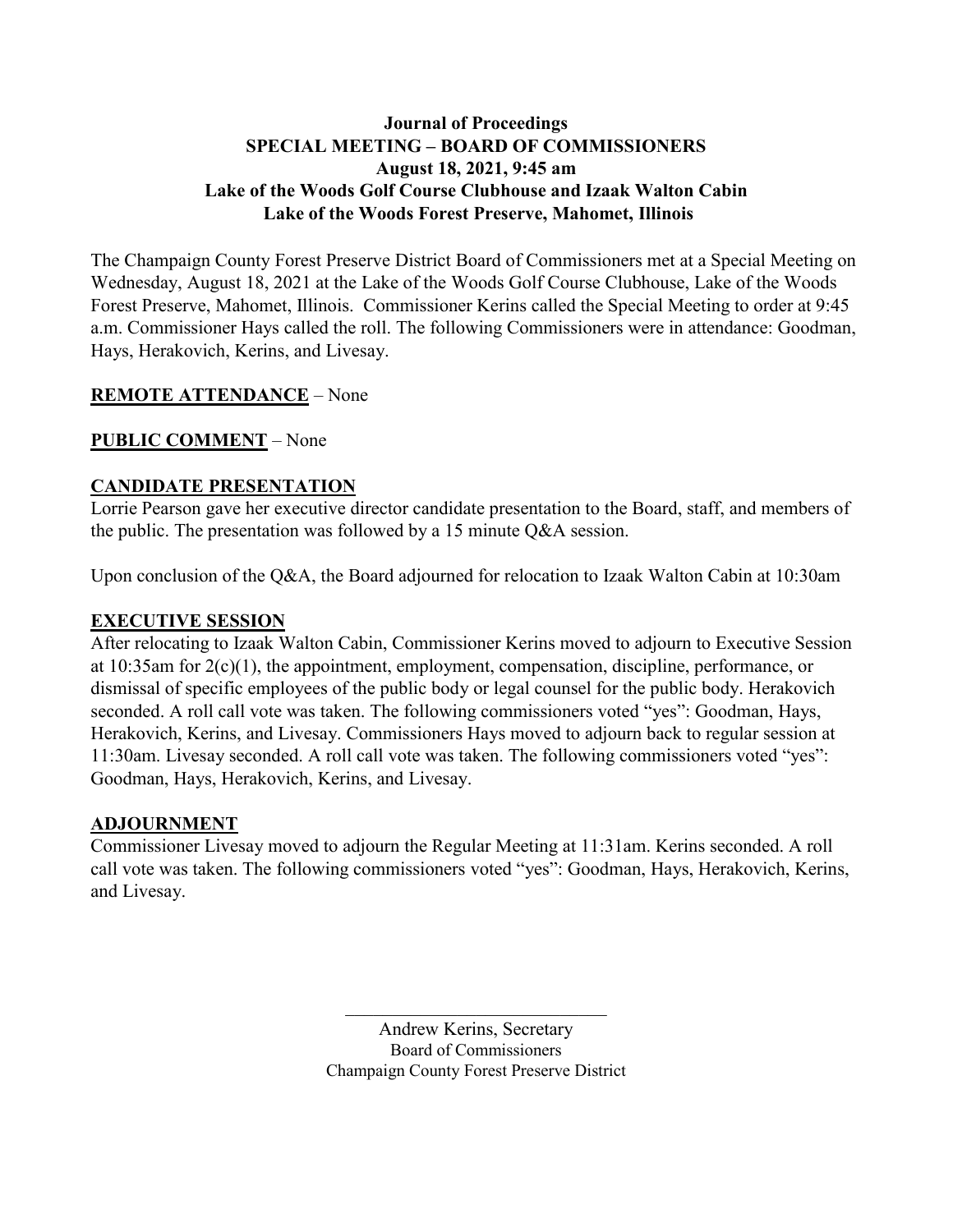**Journal of Proceedings**
**SPECIAL MEETING – BOARD OF COMMISSIONERS**
**August 18, 2021, 9:45 am**
**Lake of the Woods Golf Course Clubhouse and Izaak Walton Cabin**
**Lake of the Woods Forest Preserve, Mahomet, Illinois**

The Champaign County Forest Preserve District Board of Commissioners met at a Special Meeting on Wednesday, August 18, 2021 at the Lake of the Woods Golf Course Clubhouse, Lake of the Woods Forest Preserve, Mahomet, Illinois. Commissioner Kerins called the Special Meeting to order at 9:45 a.m. Commissioner Hays called the roll. The following Commissioners were in attendance: Goodman, Hays, Herakovich, Kerins, and Livesay.

**REMOTE ATTENDANCE** – None

**PUBLIC COMMENT** – None

**CANDIDATE PRESENTATION**

Lorrie Pearson gave her executive director candidate presentation to the Board, staff, and members of the public. The presentation was followed by a 15 minute Q&A session.

Upon conclusion of the Q&A, the Board adjourned for relocation to Izaak Walton Cabin at 10:30am

**EXECUTIVE SESSION**

After relocating to Izaak Walton Cabin, Commissioner Kerins moved to adjourn to Executive Session at 10:35am for 2(c)(1), the appointment, employment, compensation, discipline, performance, or dismissal of specific employees of the public body or legal counsel for the public body. Herakovich seconded. A roll call vote was taken. The following commissioners voted "yes": Goodman, Hays, Herakovich, Kerins, and Livesay. Commissioners Hays moved to adjourn back to regular session at 11:30am. Livesay seconded. A roll call vote was taken. The following commissioners voted "yes": Goodman, Hays, Herakovich, Kerins, and Livesay.

**ADJOURNMENT**

Commissioner Livesay moved to adjourn the Regular Meeting at 11:31am. Kerins seconded. A roll call vote was taken. The following commissioners voted "yes": Goodman, Hays, Herakovich, Kerins, and Livesay.

\_\_\_\_\_\_\_\_\_\_\_\_\_\_\_\_\_\_\_\_\_\_\_\_\_\_\_\_\_\_

Andrew Kerins, Secretary
Board of Commissioners
Champaign County Forest Preserve District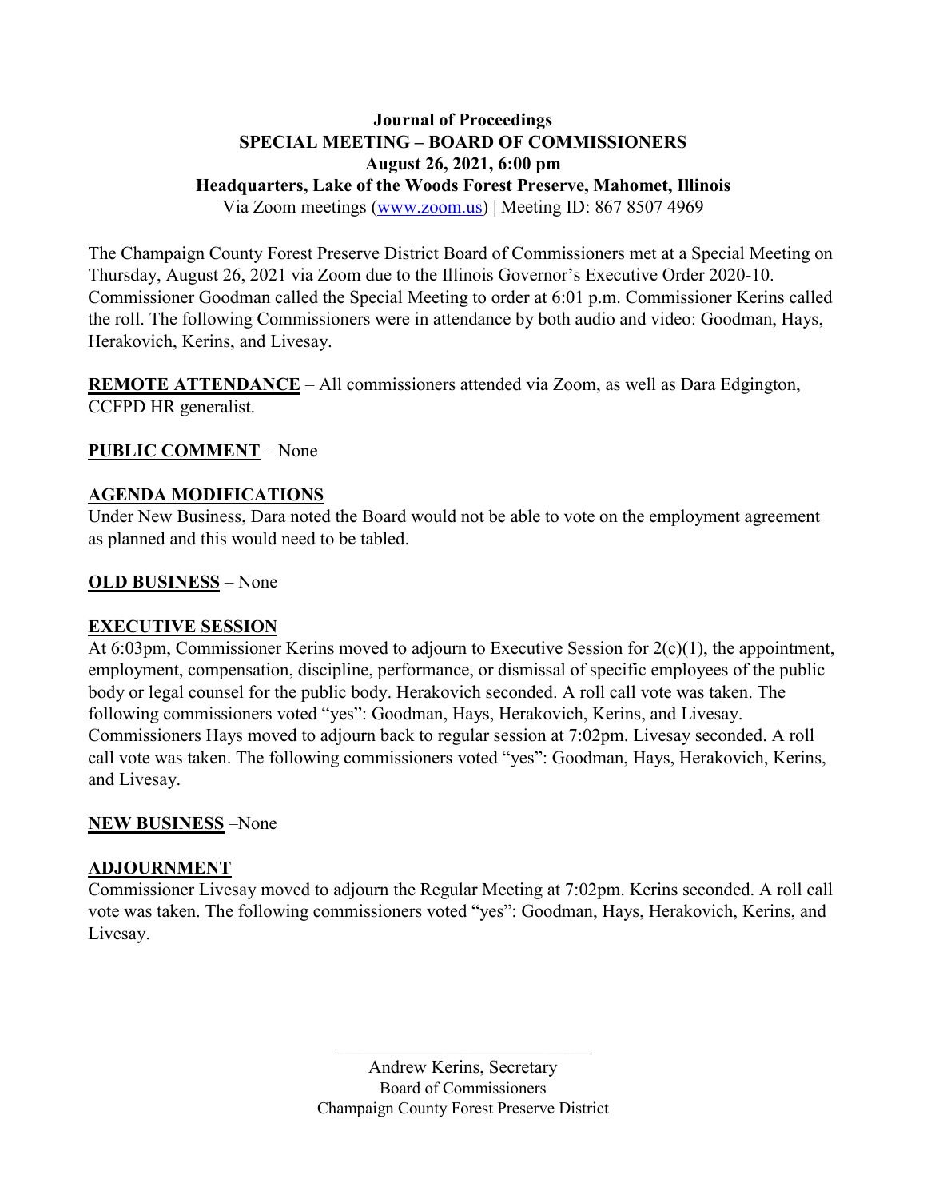**Journal of Proceedings**
**SPECIAL MEETING – BOARD OF COMMISSIONERS**
**August 26, 2021, 6:00 pm**
**Headquarters, Lake of the Woods Forest Preserve, Mahomet, Illinois**
Via Zoom meetings (www.zoom.us) | Meeting ID: 867 8507 4969

The Champaign County Forest Preserve District Board of Commissioners met at a Special Meeting on Thursday, August 26, 2021 via Zoom due to the Illinois Governor's Executive Order 2020-10. Commissioner Goodman called the Special Meeting to order at 6:01 p.m. Commissioner Kerins called the roll. The following Commissioners were in attendance by both audio and video: Goodman, Hays, Herakovich, Kerins, and Livesay.

**REMOTE ATTENDANCE** – All commissioners attended via Zoom, as well as Dara Edgington, CCFPD HR generalist.

**PUBLIC COMMENT** – None

**AGENDA MODIFICATIONS**
Under New Business, Dara noted the Board would not be able to vote on the employment agreement as planned and this would need to be tabled.

**OLD BUSINESS** – None

**EXECUTIVE SESSION**
At 6:03pm, Commissioner Kerins moved to adjourn to Executive Session for 2(c)(1), the appointment, employment, compensation, discipline, performance, or dismissal of specific employees of the public body or legal counsel for the public body. Herakovich seconded. A roll call vote was taken. The following commissioners voted "yes": Goodman, Hays, Herakovich, Kerins, and Livesay. Commissioners Hays moved to adjourn back to regular session at 7:02pm. Livesay seconded. A roll call vote was taken. The following commissioners voted "yes": Goodman, Hays, Herakovich, Kerins, and Livesay.

**NEW BUSINESS** –None

**ADJOURNMENT**
Commissioner Livesay moved to adjourn the Regular Meeting at 7:02pm. Kerins seconded. A roll call vote was taken. The following commissioners voted "yes": Goodman, Hays, Herakovich, Kerins, and Livesay.

\_\_\_\_\_\_\_\_\_\_\_\_\_\_\_\_\_\_\_\_\_\_\_\_\_\_\_\_\_\_

Andrew Kerins, Secretary
Board of Commissioners
Champaign County Forest Preserve District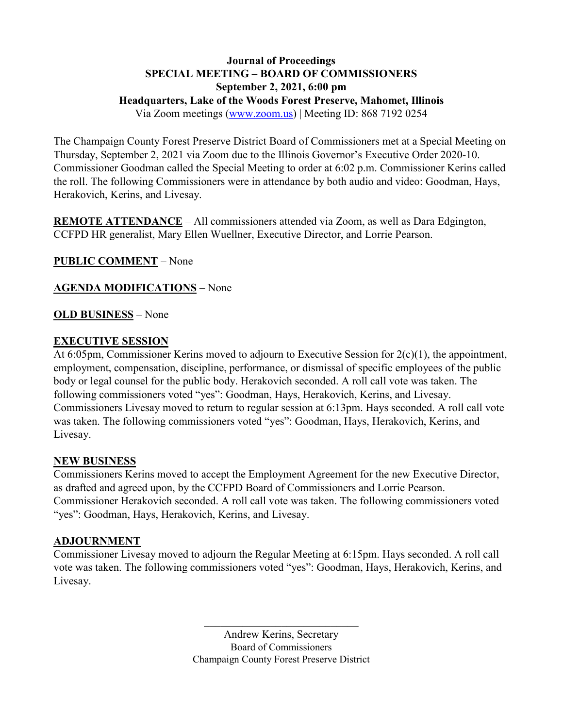**Journal of Proceedings**
**SPECIAL MEETING – BOARD OF COMMISSIONERS**
**September 2, 2021, 6:00 pm**
**Headquarters, Lake of the Woods Forest Preserve, Mahomet, Illinois**
Via Zoom meetings (www.zoom.us) | Meeting ID: 868 7192 0254

The Champaign County Forest Preserve District Board of Commissioners met at a Special Meeting on Thursday, September 2, 2021 via Zoom due to the Illinois Governor's Executive Order 2020-10. Commissioner Goodman called the Special Meeting to order at 6:02 p.m. Commissioner Kerins called the roll. The following Commissioners were in attendance by both audio and video: Goodman, Hays, Herakovich, Kerins, and Livesay.

**REMOTE ATTENDANCE** – All commissioners attended via Zoom, as well as Dara Edgington, CCFPD HR generalist, Mary Ellen Wuellner, Executive Director, and Lorrie Pearson.

**PUBLIC COMMENT** – None

**AGENDA MODIFICATIONS** – None

**OLD BUSINESS** – None

**EXECUTIVE SESSION**
At 6:05pm, Commissioner Kerins moved to adjourn to Executive Session for 2(c)(1), the appointment, employment, compensation, discipline, performance, or dismissal of specific employees of the public body or legal counsel for the public body. Herakovich seconded. A roll call vote was taken. The following commissioners voted "yes": Goodman, Hays, Herakovich, Kerins, and Livesay. Commissioners Livesay moved to return to regular session at 6:13pm. Hays seconded. A roll call vote was taken. The following commissioners voted "yes": Goodman, Hays, Herakovich, Kerins, and Livesay.

**NEW BUSINESS**
Commissioners Kerins moved to accept the Employment Agreement for the new Executive Director, as drafted and agreed upon, by the CCFPD Board of Commissioners and Lorrie Pearson. Commissioner Herakovich seconded. A roll call vote was taken. The following commissioners voted "yes": Goodman, Hays, Herakovich, Kerins, and Livesay.

**ADJOURNMENT**
Commissioner Livesay moved to adjourn the Regular Meeting at 6:15pm. Hays seconded. A roll call vote was taken. The following commissioners voted "yes": Goodman, Hays, Herakovich, Kerins, and Livesay.

\_\_\_\_\_\_\_\_\_\_\_\_\_\_\_\_\_\_\_\_\_\_\_\_\_\_\_\_\_\_
Andrew Kerins, Secretary
Board of Commissioners
Champaign County Forest Preserve District